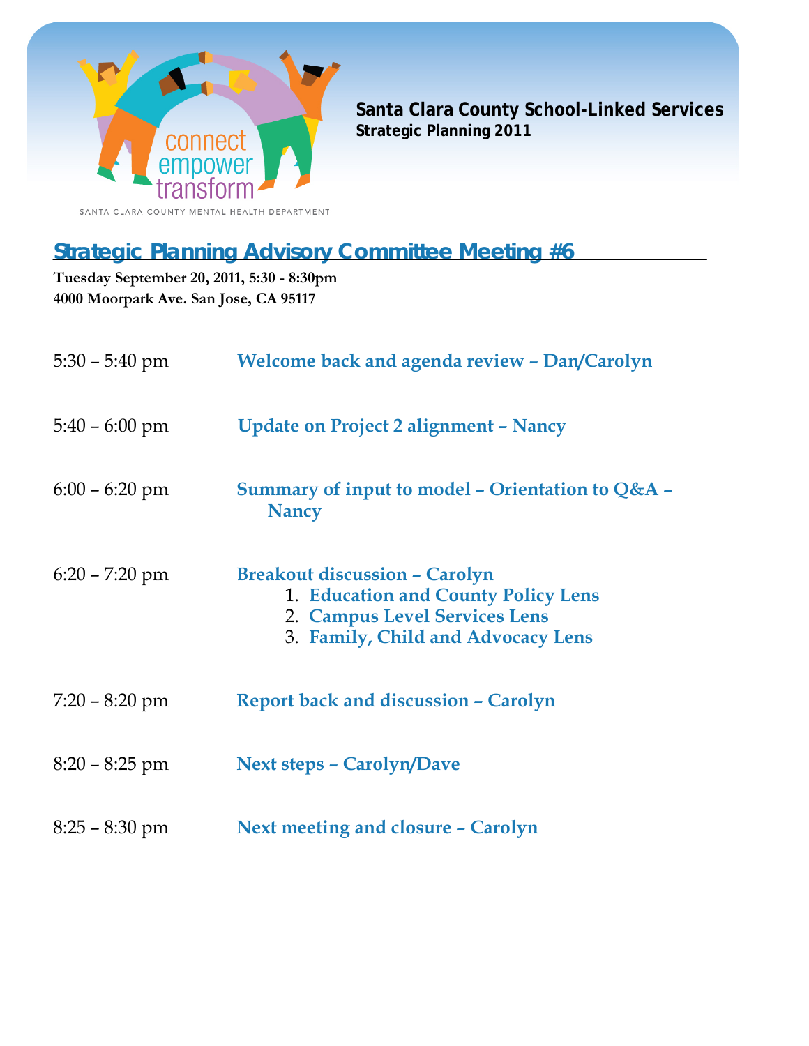connect empower transform

SANTA CLARA COUNTY MENTAL HEALTH DEPARTMENT

**Santa Clara County School-Linked Services**
**Strategic Planning 2011**

## Strategic Planning Advisory Committee Meeting #6

**Tuesday September 20, 2011, 5:30 - 8:30pm**
**4000 Moorpark Ave. San Jose, CA 95117**

| | |
|---|---|
| 5:30 – 5:40 pm | **Welcome back and agenda review – Dan/Carolyn** |
| 5:40 – 6:00 pm | **Update on Project 2 alignment – Nancy** |
| 6:00 – 6:20 pm | **Summary of input to model – Orientation to Q&A – Nancy** |
| 6:20 – 7:20 pm | **Breakout discussion – Carolyn**<br>1. **Education and County Policy Lens**<br>2. **Campus Level Services Lens**<br>3. **Family, Child and Advocacy Lens** |
| 7:20 – 8:20 pm | **Report back and discussion – Carolyn** |
| 8:20 – 8:25 pm | **Next steps – Carolyn/Dave** |
| 8:25 – 8:30 pm | **Next meeting and closure – Carolyn** |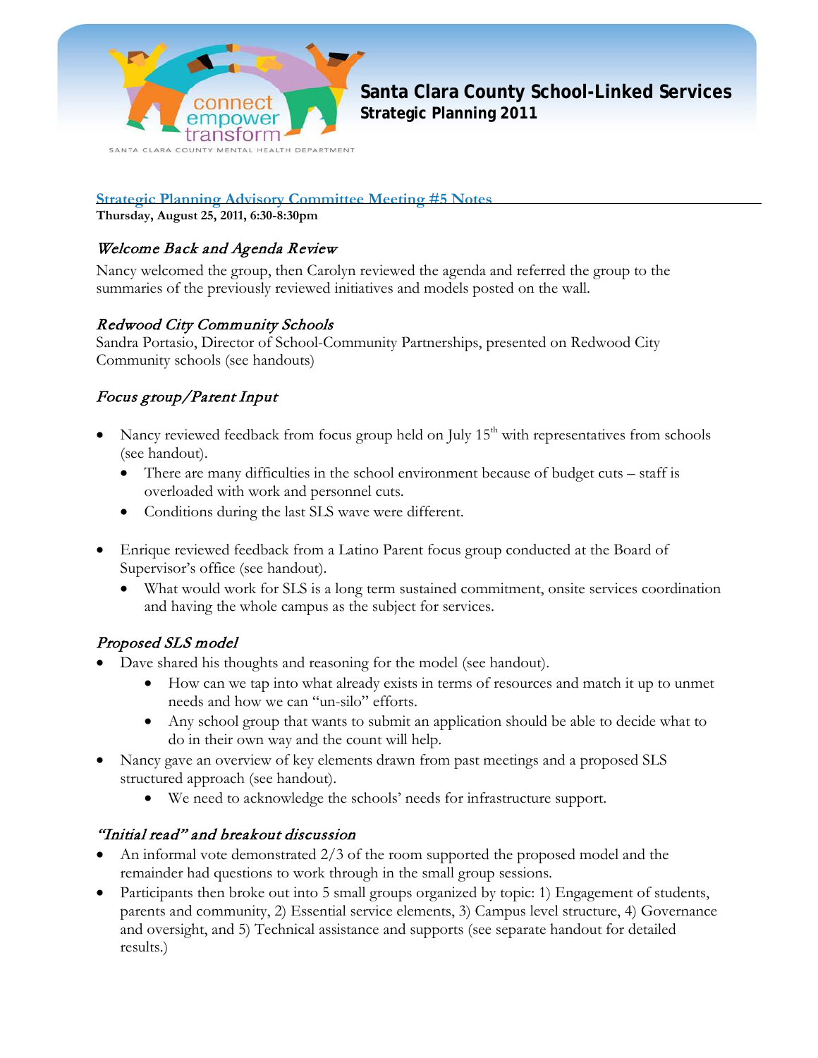## Strategic Planning Advisory Committee Meeting #5 Notes

**Thursday, August 25, 2011, 6:30-8:30pm**

### *Welcome Back and Agenda Review*

Nancy welcomed the group, then Carolyn reviewed the agenda and referred the group to the summaries of the previously reviewed initiatives and models posted on the wall.

### *Redwood City Community Schools*

Sandra Portasio, Director of School-Community Partnerships, presented on Redwood City Community schools (see handouts)

### *Focus group/Parent Input*

- Nancy reviewed feedback from focus group held on July 15th with representatives from schools (see handout).
  - There are many difficulties in the school environment because of budget cuts – staff is overloaded with work and personnel cuts.
  - Conditions during the last SLS wave were different.
- Enrique reviewed feedback from a Latino Parent focus group conducted at the Board of Supervisor's office (see handout).
  - What would work for SLS is a long term sustained commitment, onsite services coordination and having the whole campus as the subject for services.

### *Proposed SLS model*

- Dave shared his thoughts and reasoning for the model (see handout).
  - How can we tap into what already exists in terms of resources and match it up to unmet needs and how we can "un-silo" efforts.
  - Any school group that wants to submit an application should be able to decide what to do in their own way and the count will help.
- Nancy gave an overview of key elements drawn from past meetings and a proposed SLS structured approach (see handout).
  - We need to acknowledge the schools' needs for infrastructure support.

### *"Initial read" and breakout discussion*

- An informal vote demonstrated 2/3 of the room supported the proposed model and the remainder had questions to work through in the small group sessions.
- Participants then broke out into 5 small groups organized by topic: 1) Engagement of students, parents and community, 2) Essential service elements, 3) Campus level structure, 4) Governance and oversight, and 5) Technical assistance and supports (see separate handout for detailed results.)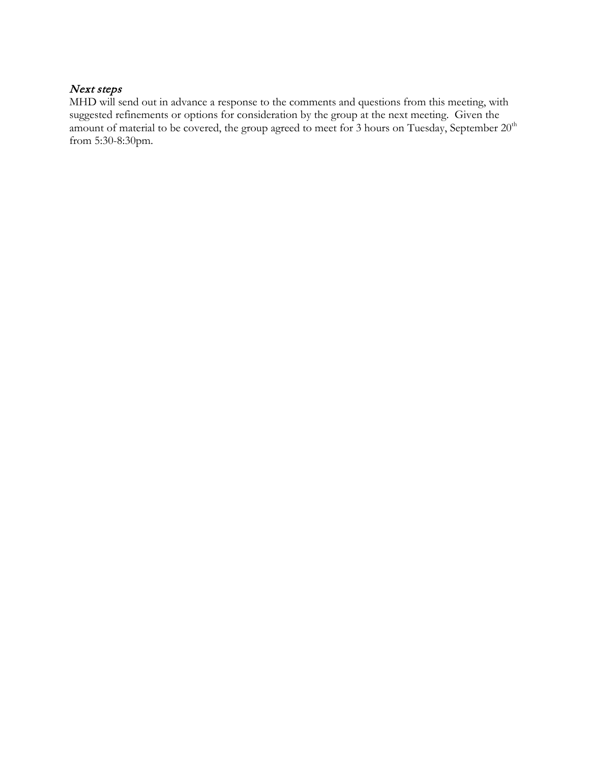### *Next steps*

MHD will send out in advance a response to the comments and questions from this meeting, with suggested refinements or options for consideration by the group at the next meeting. Given the amount of material to be covered, the group agreed to meet for 3 hours on Tuesday, September 20th from 5:30-8:30pm.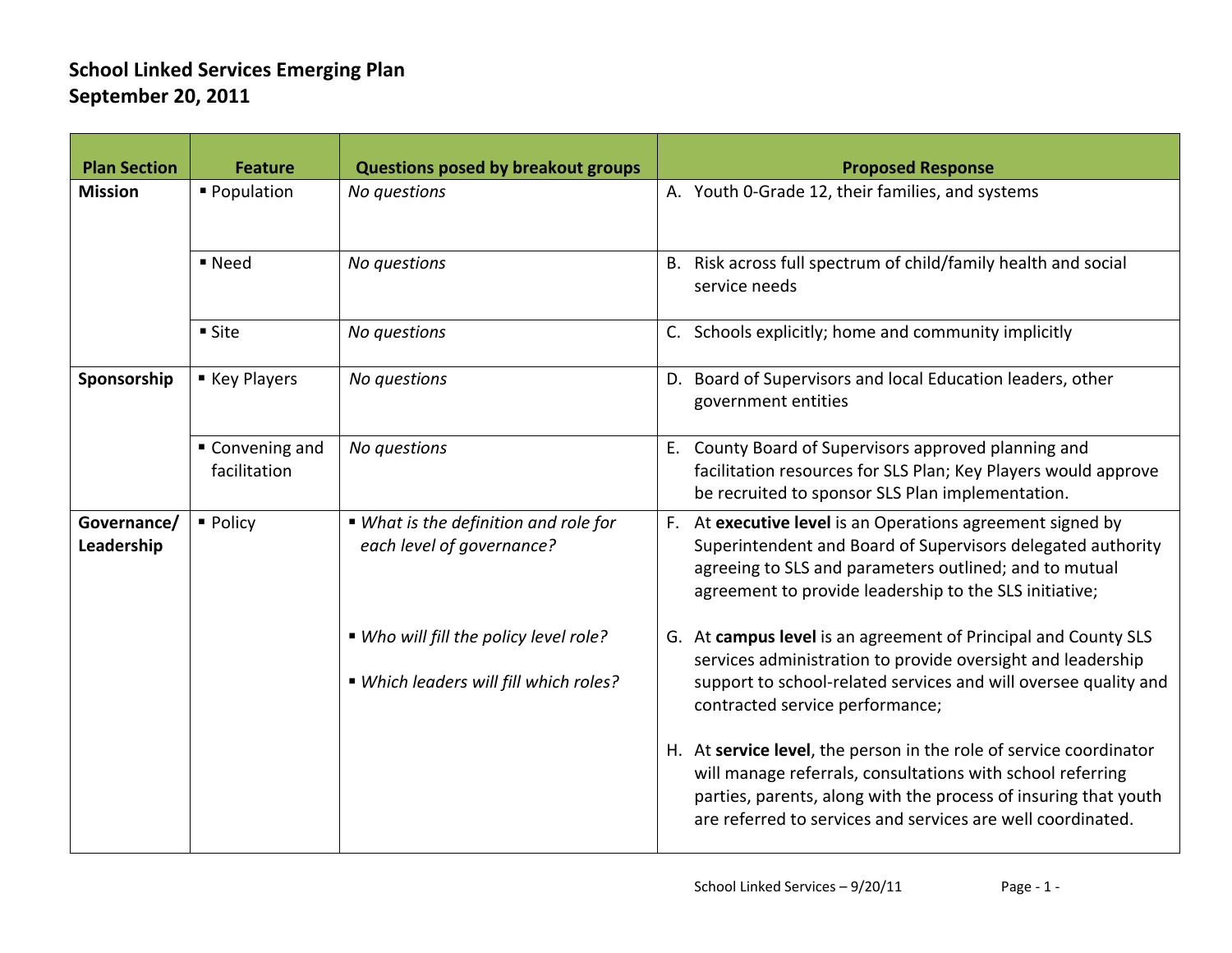# School Linked Services Emerging Plan
## September 20, 2011

| Plan Section | Feature | Questions posed by breakout groups | Proposed Response |
|---|---|---|---|
| **Mission** | ▪ Population | *No questions* | A. Youth 0-Grade 12, their families, and systems |
| | ▪ Need | *No questions* | B. Risk across full spectrum of child/family health and social service needs |
| | ▪ Site | *No questions* | C. Schools explicitly; home and community implicitly |
| **Sponsorship** | ▪ Key Players | *No questions* | D. Board of Supervisors and local Education leaders, other government entities |
| | ▪ Convening and facilitation | *No questions* | E. County Board of Supervisors approved planning and facilitation resources for SLS Plan; Key Players would approve be recruited to sponsor SLS Plan implementation. |
| **Governance/ Leadership** | ▪ Policy | ▪ *What is the definition and role for each level of governance?* | F. At **executive level** is an Operations agreement signed by Superintendent and Board of Supervisors delegated authority agreeing to SLS and parameters outlined; and to mutual agreement to provide leadership to the SLS initiative; |
| | | ▪ *Who will fill the policy level role?* <br> ▪ *Which leaders will fill which roles?* | G. At **campus level** is an agreement of Principal and County SLS services administration to provide oversight and leadership support to school-related services and will oversee quality and contracted service performance; |
| | | | H. At **service level**, the person in the role of service coordinator will manage referrals, consultations with school referring parties, parents, along with the process of insuring that youth are referred to services and services are well coordinated. |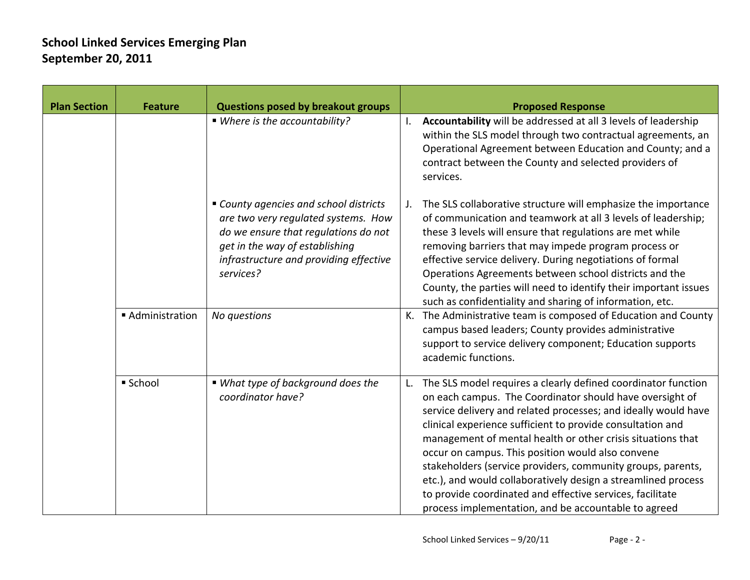## School Linked Services Emerging Plan
## September 20, 2011

| Plan Section | Feature | Questions posed by breakout groups | Proposed Response |
|---|---|---|---|
| | | ▪ *Where is the accountability?* | I. **Accountability** will be addressed at all 3 levels of leadership within the SLS model through two contractual agreements, an Operational Agreement between Education and County; and a contract between the County and selected providers of services. |
| | | ▪ *County agencies and school districts are two very regulated systems. How do we ensure that regulations do not get in the way of establishing infrastructure and providing effective services?* | J. The SLS collaborative structure will emphasize the importance of communication and teamwork at all 3 levels of leadership; these 3 levels will ensure that regulations are met while removing barriers that may impede program process or effective service delivery. During negotiations of formal Operations Agreements between school districts and the County, the parties will need to identify their important issues such as confidentiality and sharing of information, etc. |
| | ▪ Administration | *No questions* | K. The Administrative team is composed of Education and County campus based leaders; County provides administrative support to service delivery component; Education supports academic functions. |
| | ▪ School | ▪ *What type of background does the coordinator have?* | L. The SLS model requires a clearly defined coordinator function on each campus. The Coordinator should have oversight of service delivery and related processes; and ideally would have clinical experience sufficient to provide consultation and management of mental health or other crisis situations that occur on campus. This position would also convene stakeholders (service providers, community groups, parents, etc.), and would collaboratively design a streamlined process to provide coordinated and effective services, facilitate process implementation, and be accountable to agreed |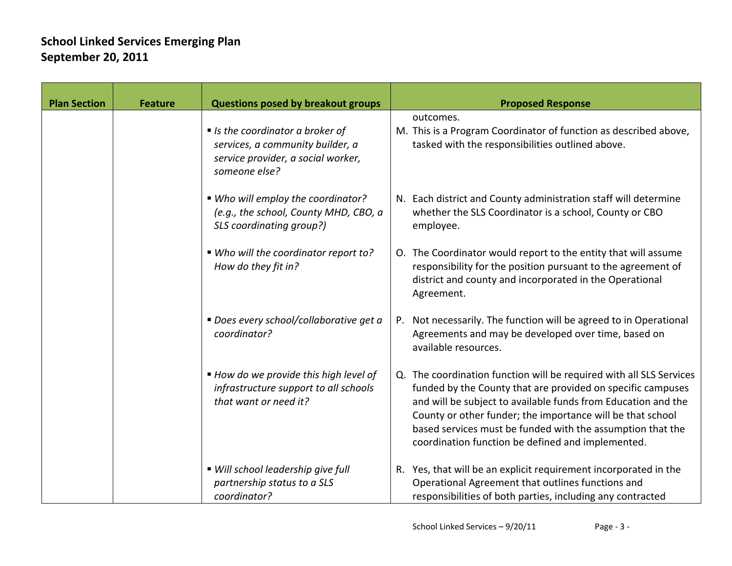## School Linked Services Emerging Plan
## September 20, 2011

| Plan Section | Feature | Questions posed by breakout groups | Proposed Response |
|---|---|---|---|
| | | | outcomes. |
| | | ▪ *Is the coordinator a broker of services, a community builder, a service provider, a social worker, someone else?* | M. This is a Program Coordinator of function as described above, tasked with the responsibilities outlined above. |
| | | ▪ *Who will employ the coordinator? (e.g., the school, County MHD, CBO, a SLS coordinating group?)* | N. Each district and County administration staff will determine whether the SLS Coordinator is a school, County or CBO employee. |
| | | ▪ *Who will the coordinator report to? How do they fit in?* | O. The Coordinator would report to the entity that will assume responsibility for the position pursuant to the agreement of district and county and incorporated in the Operational Agreement. |
| | | ▪ *Does every school/collaborative get a coordinator?* | P. Not necessarily. The function will be agreed to in Operational Agreements and may be developed over time, based on available resources. |
| | | ▪ *How do we provide this high level of infrastructure support to all schools that want or need it?* | Q. The coordination function will be required with all SLS Services funded by the County that are provided on specific campuses and will be subject to available funds from Education and the County or other funder; the importance will be that school based services must be funded with the assumption that the coordination function be defined and implemented. |
| | | ▪ *Will school leadership give full partnership status to a SLS coordinator?* | R. Yes, that will be an explicit requirement incorporated in the Operational Agreement that outlines functions and responsibilities of both parties, including any contracted |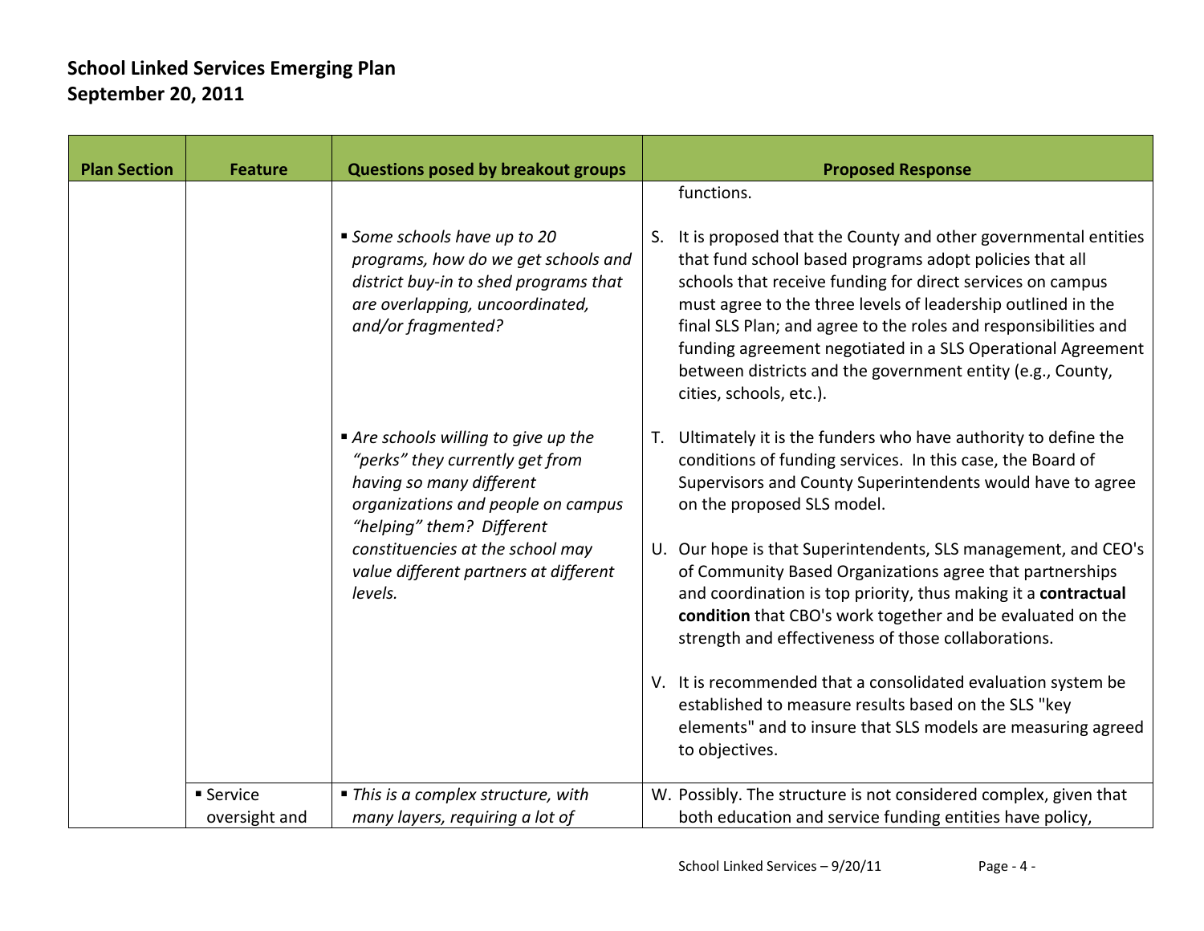## School Linked Services Emerging Plan
## September 20, 2011

| Plan Section | Feature | Questions posed by breakout groups | Proposed Response |
|---|---|---|---|
| | | | functions. |
| | | ▪ *Some schools have up to 20 programs, how do we get schools and district buy-in to shed programs that are overlapping, uncoordinated, and/or fragmented?* | S. It is proposed that the County and other governmental entities that fund school based programs adopt policies that all schools that receive funding for direct services on campus must agree to the three levels of leadership outlined in the final SLS Plan; and agree to the roles and responsibilities and funding agreement negotiated in a SLS Operational Agreement between districts and the government entity (e.g., County, cities, schools, etc.). |
| | | ▪ *Are schools willing to give up the "perks" they currently get from having so many different organizations and people on campus "helping" them? Different constituencies at the school may value different partners at different levels.* | T. Ultimately it is the funders who have authority to define the conditions of funding services. In this case, the Board of Supervisors and County Superintendents would have to agree on the proposed SLS model.<br><br>U. Our hope is that Superintendents, SLS management, and CEO's of Community Based Organizations agree that partnerships and coordination is top priority, thus making it a **contractual condition** that CBO's work together and be evaluated on the strength and effectiveness of those collaborations.<br><br>V. It is recommended that a consolidated evaluation system be established to measure results based on the SLS "key elements" and to insure that SLS models are measuring agreed to objectives. |
| | ▪ Service oversight and | ▪ *This is a complex structure, with many layers, requiring a lot of* | W. Possibly. The structure is not considered complex, given that both education and service funding entities have policy, |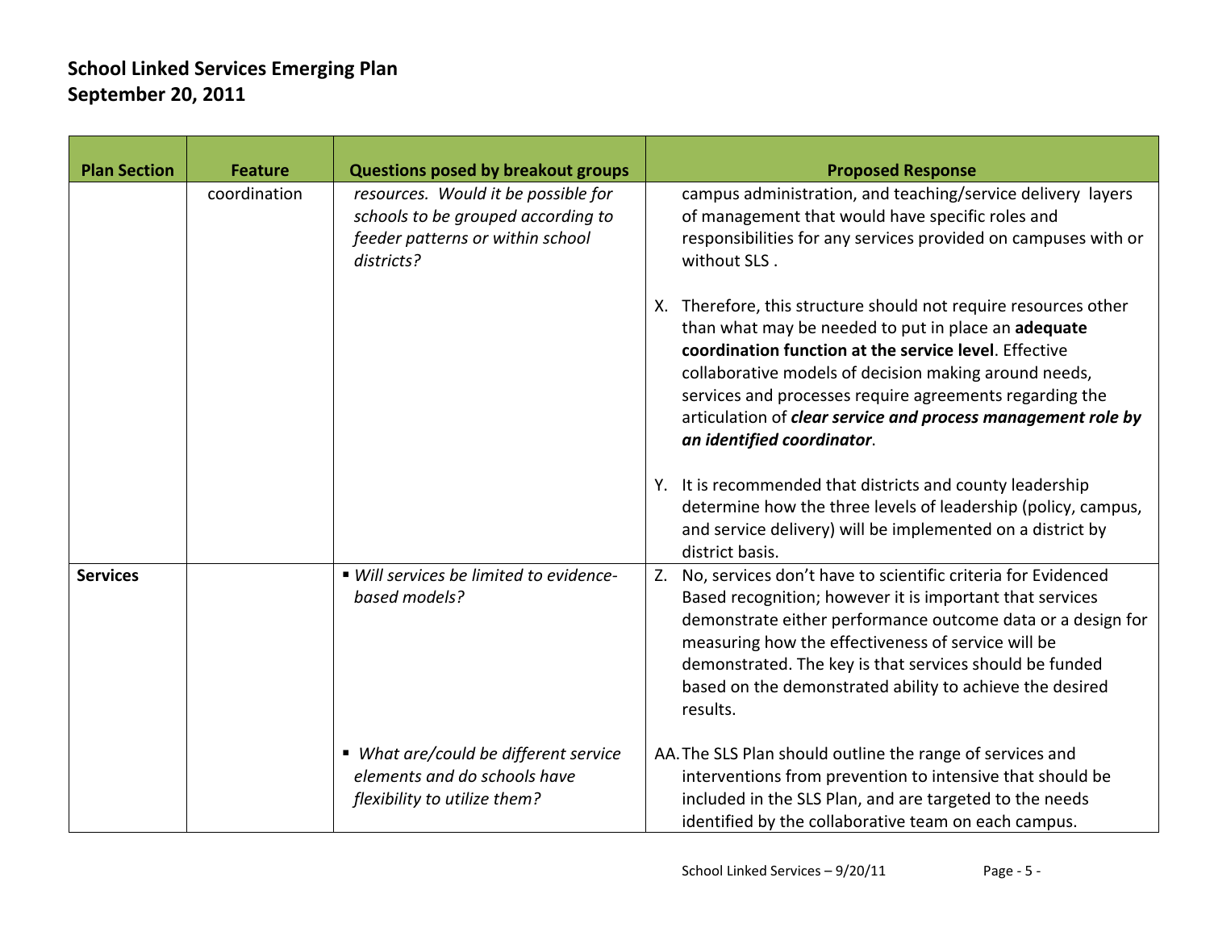## School Linked Services Emerging Plan
## September 20, 2011

| Plan Section | Feature | Questions posed by breakout groups | Proposed Response |
|---|---|---|---|
| | coordination | *resources. Would it be possible for schools to be grouped according to feeder patterns or within school districts?* | campus administration, and teaching/service delivery layers of management that would have specific roles and responsibilities for any services provided on campuses with or without SLS .<br><br>X. Therefore, this structure should not require resources other than what may be needed to put in place an **adequate coordination function at the service level**. Effective collaborative models of decision making around needs, services and processes require agreements regarding the articulation of ***clear service and process management role by an identified coordinator***.<br><br>Y. It is recommended that districts and county leadership determine how the three levels of leadership (policy, campus, and service delivery) will be implemented on a district by district basis. |
| **Services** | | ▪ *Will services be limited to evidence-based models?* | Z. No, services don't have to scientific criteria for Evidenced Based recognition; however it is important that services demonstrate either performance outcome data or a design for measuring how the effectiveness of service will be demonstrated. The key is that services should be funded based on the demonstrated ability to achieve the desired results. |
| | | ▪ *What are/could be different service elements and do schools have flexibility to utilize them?* | AA. The SLS Plan should outline the range of services and interventions from prevention to intensive that should be included in the SLS Plan, and are targeted to the needs identified by the collaborative team on each campus. |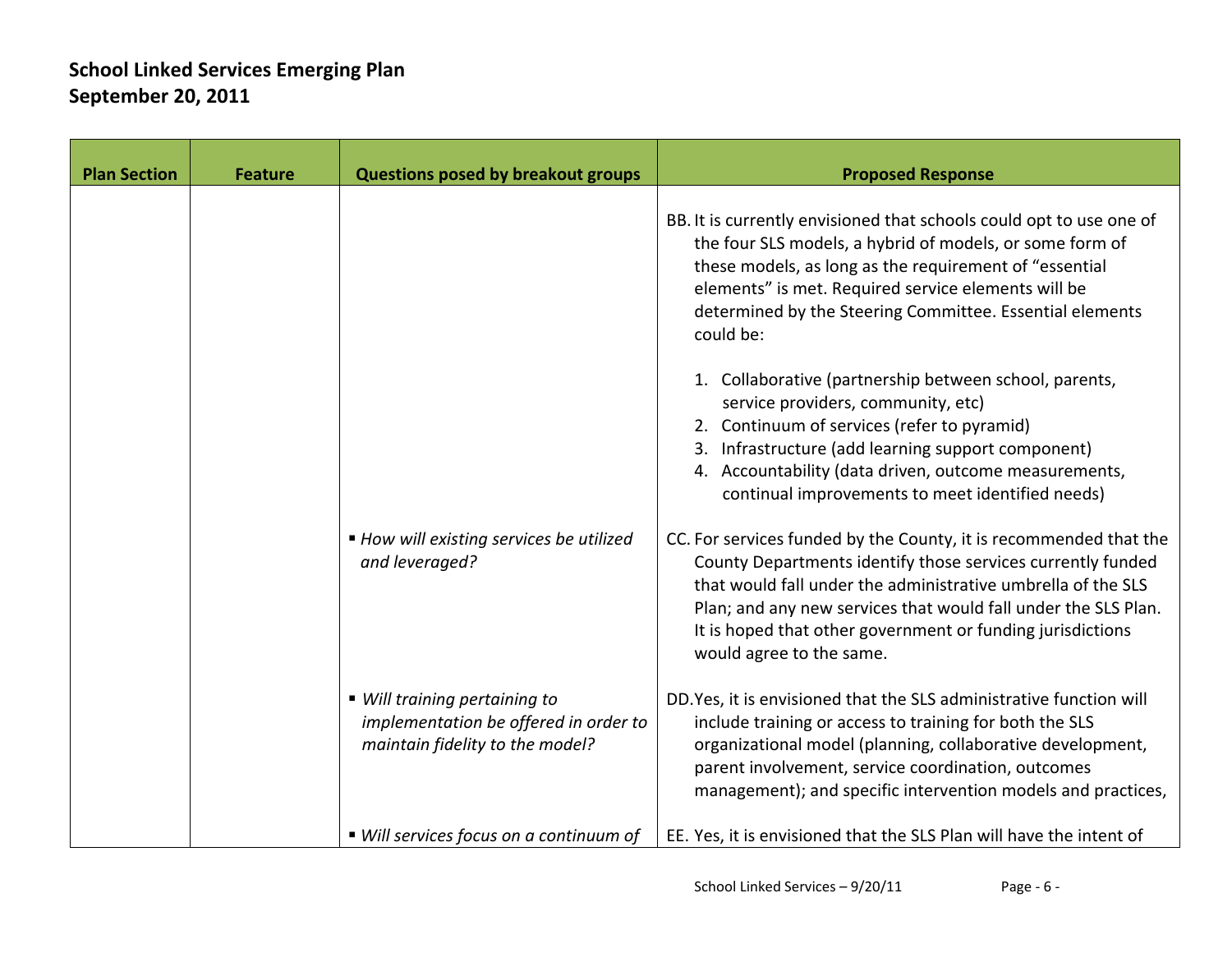## School Linked Services Emerging Plan
## September 20, 2011

| Plan Section | Feature | Questions posed by breakout groups | Proposed Response |
|---|---|---|---|
| | | | BB. It is currently envisioned that schools could opt to use one of the four SLS models, a hybrid of models, or some form of these models, as long as the requirement of "essential elements" is met. Required service elements will be determined by the Steering Committee. Essential elements could be:<br><br>1. Collaborative (partnership between school, parents, service providers, community, etc)<br>2. Continuum of services (refer to pyramid)<br>3. Infrastructure (add learning support component)<br>4. Accountability (data driven, outcome measurements, continual improvements to meet identified needs) |
| | | ▪ *How will existing services be utilized and leveraged?* | CC. For services funded by the County, it is recommended that the County Departments identify those services currently funded that would fall under the administrative umbrella of the SLS Plan; and any new services that would fall under the SLS Plan. It is hoped that other government or funding jurisdictions would agree to the same. |
| | | ▪ *Will training pertaining to implementation be offered in order to maintain fidelity to the model?* | DD. Yes, it is envisioned that the SLS administrative function will include training or access to training for both the SLS organizational model (planning, collaborative development, parent involvement, service coordination, outcomes management); and specific intervention models and practices, |
| | | ▪ *Will services focus on a continuum of* | EE. Yes, it is envisioned that the SLS Plan will have the intent of |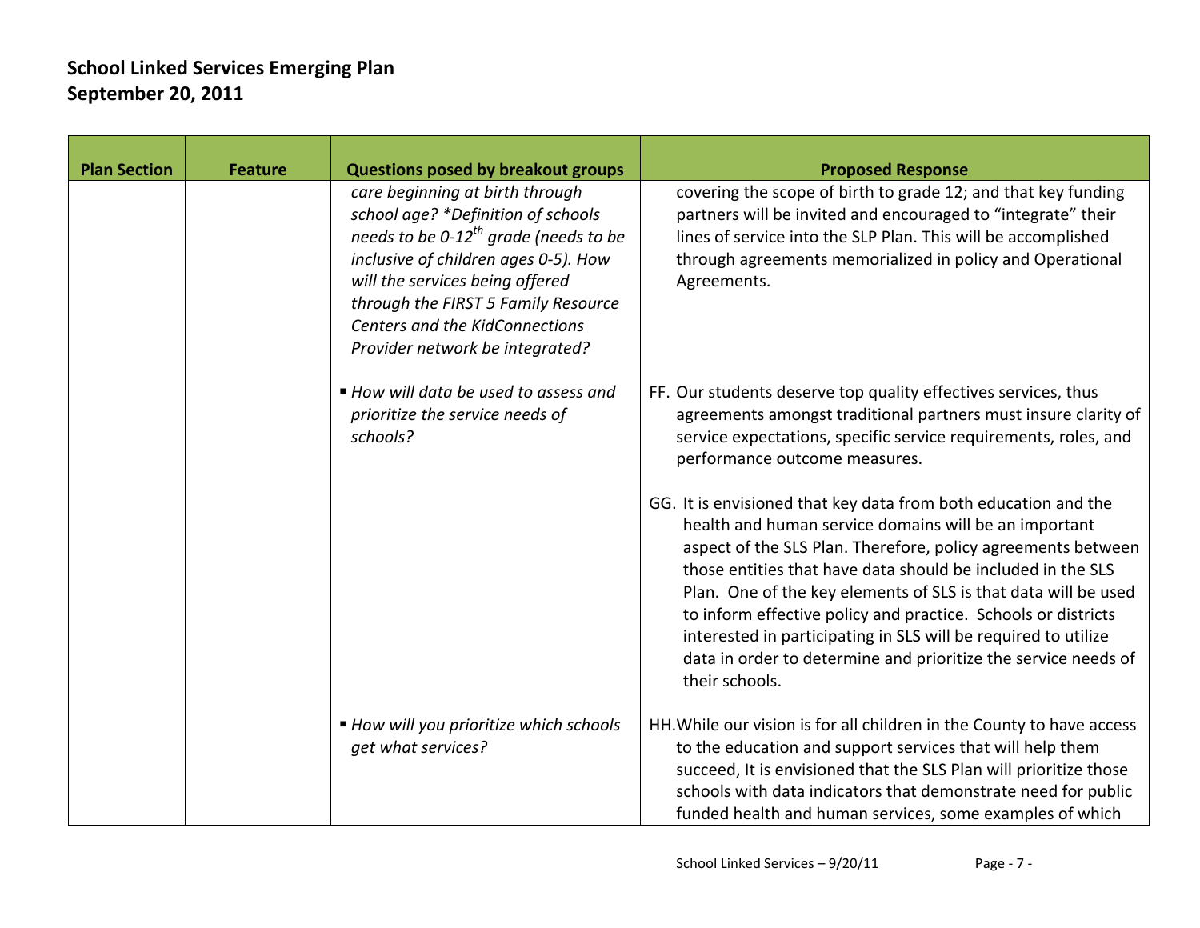## School Linked Services Emerging Plan
## September 20, 2011

| Plan Section | Feature | Questions posed by breakout groups | Proposed Response |
|---|---|---|---|
| | | *care beginning at birth through school age? *Definition of schools needs to be 0-12th grade (needs to be inclusive of children ages 0-5). How will the services being offered through the FIRST 5 Family Resource Centers and the KidConnections Provider network be integrated?* | covering the scope of birth to grade 12; and that key funding partners will be invited and encouraged to "integrate" their lines of service into the SLP Plan. This will be accomplished through agreements memorialized in policy and Operational Agreements. |
| | | ▪ *How will data be used to assess and prioritize the service needs of schools?* | FF. Our students deserve top quality effectives services, thus agreements amongst traditional partners must insure clarity of service expectations, specific service requirements, roles, and performance outcome measures.<br><br>GG. It is envisioned that key data from both education and the health and human service domains will be an important aspect of the SLS Plan. Therefore, policy agreements between those entities that have data should be included in the SLS Plan. One of the key elements of SLS is that data will be used to inform effective policy and practice. Schools or districts interested in participating in SLS will be required to utilize data in order to determine and prioritize the service needs of their schools. |
| | | ▪ *How will you prioritize which schools get what services?* | HH. While our vision is for all children in the County to have access to the education and support services that will help them succeed, It is envisioned that the SLS Plan will prioritize those schools with data indicators that demonstrate need for public funded health and human services, some examples of which |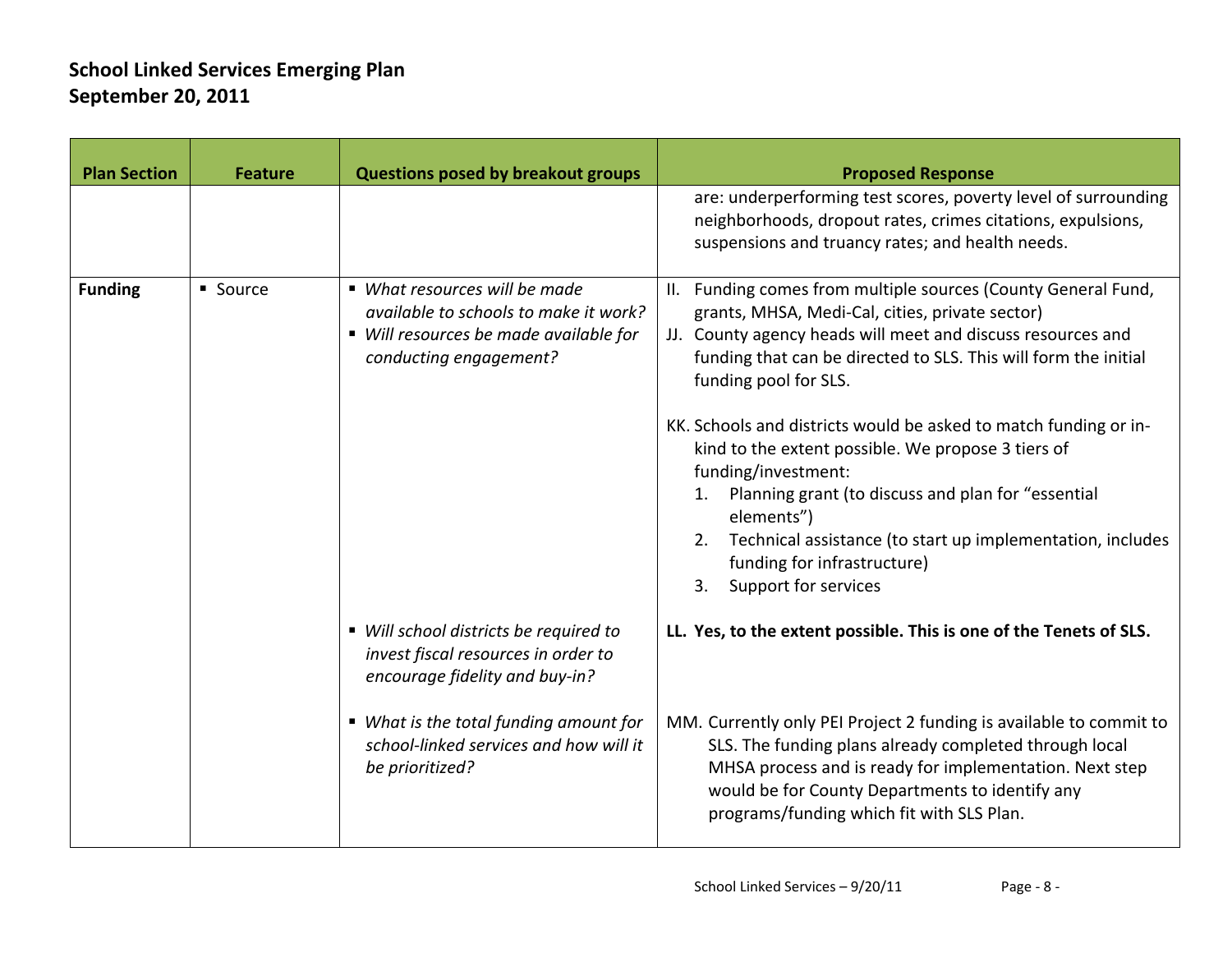# School Linked Services Emerging Plan
# September 20, 2011

| Plan Section | Feature | Questions posed by breakout groups | Proposed Response |
|---|---|---|---|
| | | | are: underperforming test scores, poverty level of surrounding neighborhoods, dropout rates, crimes citations, expulsions, suspensions and truancy rates; and health needs. |
| **Funding** | ▪ Source | ▪ *What resources will be made available to schools to make it work?*<br>▪ *Will resources be made available for conducting engagement?* | II. Funding comes from multiple sources (County General Fund, grants, MHSA, Medi-Cal, cities, private sector)<br>JJ. County agency heads will meet and discuss resources and funding that can be directed to SLS. This will form the initial funding pool for SLS.<br><br>KK. Schools and districts would be asked to match funding or in-kind to the extent possible. We propose 3 tiers of funding/investment:<br>1. Planning grant (to discuss and plan for "essential elements")<br>2. Technical assistance (to start up implementation, includes funding for infrastructure)<br>3. Support for services |
| | | ▪ *Will school districts be required to invest fiscal resources in order to encourage fidelity and buy-in?* | **LL. Yes, to the extent possible. This is one of the Tenets of SLS.** |
| | | ▪ *What is the total funding amount for school-linked services and how will it be prioritized?* | MM. Currently only PEI Project 2 funding is available to commit to SLS. The funding plans already completed through local MHSA process and is ready for implementation. Next step would be for County Departments to identify any programs/funding which fit with SLS Plan. |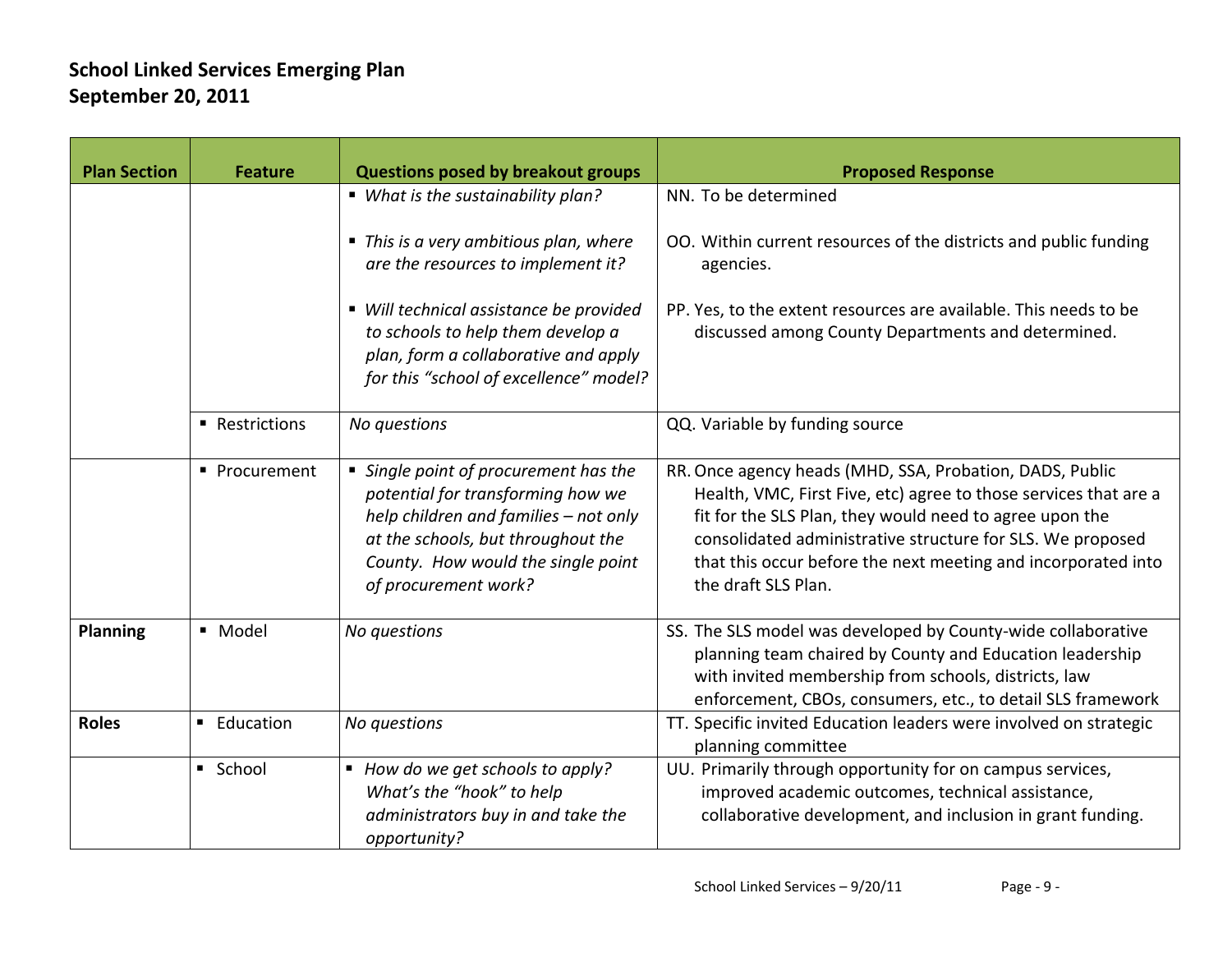## School Linked Services Emerging Plan
## September 20, 2011

| Plan Section | Feature | Questions posed by breakout groups | Proposed Response |
|---|---|---|---|
| | | ▪ *What is the sustainability plan?*<br><br>▪ *This is a very ambitious plan, where are the resources to implement it?*<br><br>▪ *Will technical assistance be provided to schools to help them develop a plan, form a collaborative and apply for this "school of excellence" model?* | NN. To be determined<br><br>OO. Within current resources of the districts and public funding agencies.<br><br>PP. Yes, to the extent resources are available. This needs to be discussed among County Departments and determined. |
| | ▪ Restrictions | *No questions* | QQ. Variable by funding source |
| | ▪ Procurement | ▪ *Single point of procurement has the potential for transforming how we help children and families – not only at the schools, but throughout the County. How would the single point of procurement work?* | RR. Once agency heads (MHD, SSA, Probation, DADS, Public Health, VMC, First Five, etc) agree to those services that are a fit for the SLS Plan, they would need to agree upon the consolidated administrative structure for SLS. We proposed that this occur before the next meeting and incorporated into the draft SLS Plan. |
| **Planning** | ▪ Model | *No questions* | SS. The SLS model was developed by County-wide collaborative planning team chaired by County and Education leadership with invited membership from schools, districts, law enforcement, CBOs, consumers, etc., to detail SLS framework |
| **Roles** | ▪ Education | *No questions* | TT. Specific invited Education leaders were involved on strategic planning committee |
| | ▪ School | ▪ *How do we get schools to apply? What's the "hook" to help administrators buy in and take the opportunity?* | UU. Primarily through opportunity for on campus services, improved academic outcomes, technical assistance, collaborative development, and inclusion in grant funding. |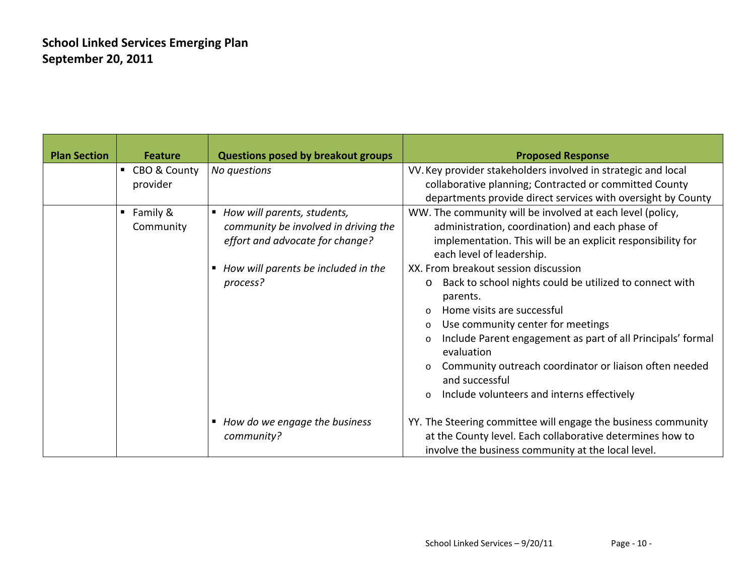**School Linked Services Emerging Plan**
**September 20, 2011**

| Plan Section | Feature | Questions posed by breakout groups | Proposed Response |
|---|---|---|---|
| | ▪ CBO & County provider | *No questions* | VV. Key provider stakeholders involved in strategic and local collaborative planning; Contracted or committed County departments provide direct services with oversight by County |
| | ▪ Family & Community | ▪ *How will parents, students, community be involved in driving the effort and advocate for change?* | WW. The community will be involved at each level (policy, administration, coordination) and each phase of implementation. This will be an explicit responsibility for each level of leadership. |
| | | ▪ *How will parents be included in the process?* | XX. From breakout session discussion<br>o Back to school nights could be utilized to connect with parents.<br>o Home visits are successful<br>o Use community center for meetings<br>o Include Parent engagement as part of all Principals' formal evaluation<br>o Community outreach coordinator or liaison often needed and successful<br>o Include volunteers and interns effectively |
| | | ▪ *How do we engage the business community?* | YY. The Steering committee will engage the business community at the County level. Each collaborative determines how to involve the business community at the local level. |